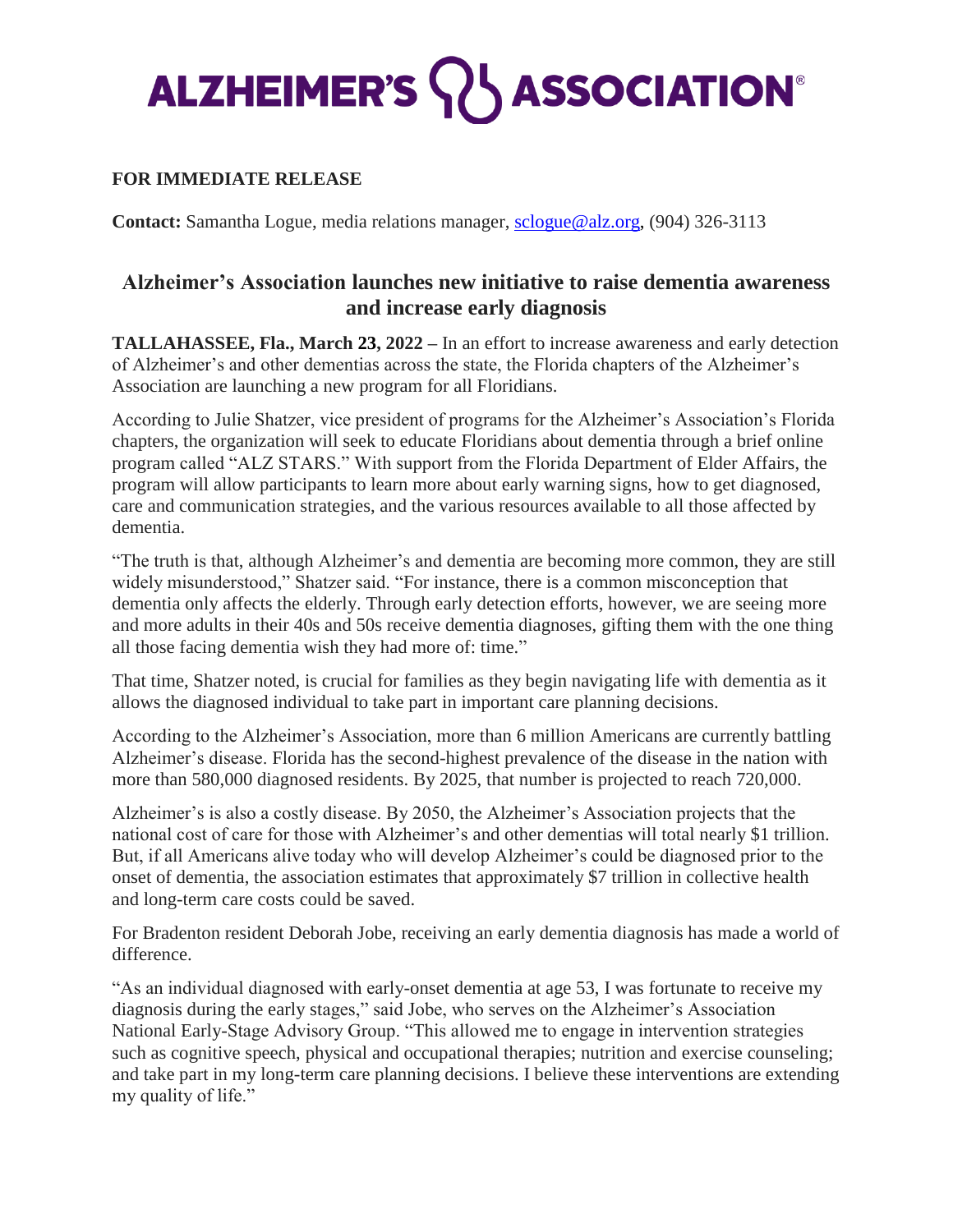# ALZHEIMER'S ASSOCIATION®

**FOR IMMEDIATE RELEASE**

**Contact:** Samantha Logue, media relations manager, sclogue@alz.org, (904) 326-3113

## Alzheimer's Association launches new initiative to raise dementia awareness and increase early diagnosis

**TALLAHASSEE, Fla., March 23, 2022 –** In an effort to increase awareness and early detection of Alzheimer's and other dementias across the state, the Florida chapters of the Alzheimer's Association are launching a new program for all Floridians.

According to Julie Shatzer, vice president of programs for the Alzheimer's Association's Florida chapters, the organization will seek to educate Floridians about dementia through a brief online program called "ALZ STARS." With support from the Florida Department of Elder Affairs, the program will allow participants to learn more about early warning signs, how to get diagnosed, care and communication strategies, and the various resources available to all those affected by dementia.

"The truth is that, although Alzheimer's and dementia are becoming more common, they are still widely misunderstood," Shatzer said. "For instance, there is a common misconception that dementia only affects the elderly. Through early detection efforts, however, we are seeing more and more adults in their 40s and 50s receive dementia diagnoses, gifting them with the one thing all those facing dementia wish they had more of: time."

That time, Shatzer noted, is crucial for families as they begin navigating life with dementia as it allows the diagnosed individual to take part in important care planning decisions.

According to the Alzheimer's Association, more than 6 million Americans are currently battling Alzheimer's disease. Florida has the second-highest prevalence of the disease in the nation with more than 580,000 diagnosed residents. By 2025, that number is projected to reach 720,000.

Alzheimer's is also a costly disease. By 2050, the Alzheimer's Association projects that the national cost of care for those with Alzheimer's and other dementias will total nearly $1 trillion. But, if all Americans alive today who will develop Alzheimer's could be diagnosed prior to the onset of dementia, the association estimates that approximately $7 trillion in collective health and long-term care costs could be saved.

For Bradenton resident Deborah Jobe, receiving an early dementia diagnosis has made a world of difference.

"As an individual diagnosed with early-onset dementia at age 53, I was fortunate to receive my diagnosis during the early stages," said Jobe, who serves on the Alzheimer's Association National Early-Stage Advisory Group. "This allowed me to engage in intervention strategies such as cognitive speech, physical and occupational therapies; nutrition and exercise counseling; and take part in my long-term care planning decisions. I believe these interventions are extending my quality of life."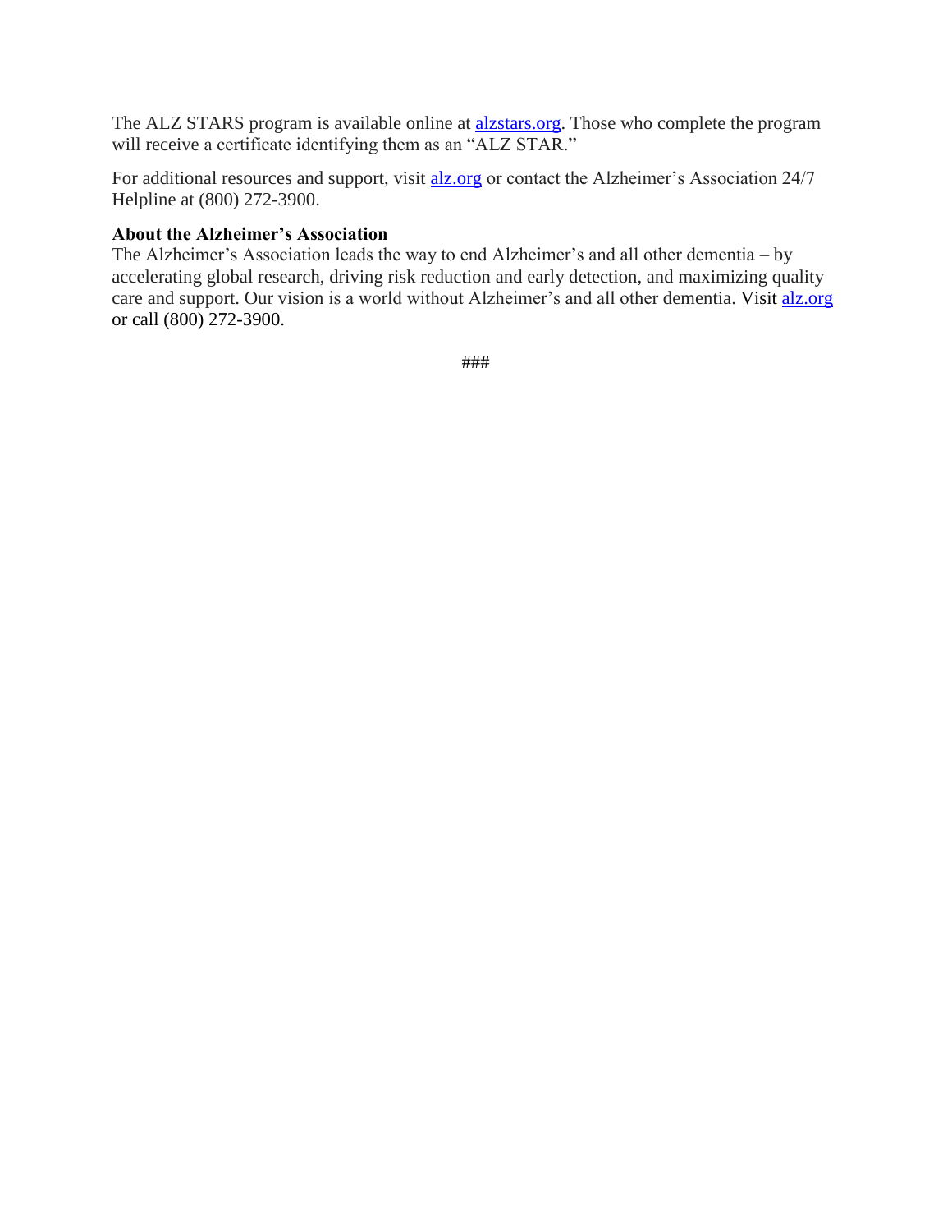The ALZ STARS program is available online at alzstars.org. Those who complete the program will receive a certificate identifying them as an "ALZ STAR."

For additional resources and support, visit alz.org or contact the Alzheimer's Association 24/7 Helpline at (800) 272-3900.

**About the Alzheimer's Association**
The Alzheimer's Association leads the way to end Alzheimer's and all other dementia – by accelerating global research, driving risk reduction and early detection, and maximizing quality care and support. Our vision is a world without Alzheimer's and all other dementia. Visit alz.org or call (800) 272-3900.

###